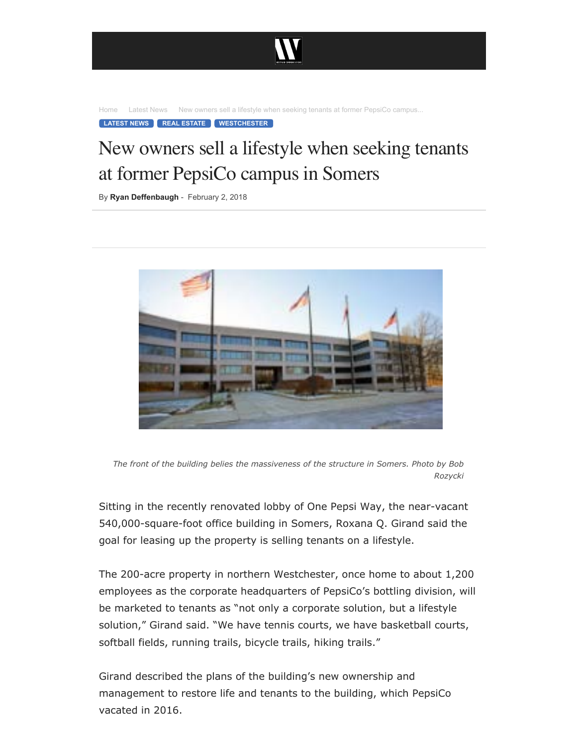Home Latest News New owners sell a lifestyle when seeking tenants at former PepsiCo campus...

LATEST NEWS REAL ESTATE WESTCHESTER

# New owners sell a lifestyle when seeking tenants at former PepsiCo campus in Somers

By **Ryan Deffenbaugh** - February 2, 2018

*The front of the building belies the massiveness of the structure in Somers. Photo by Bob Rozycki*

Sitting in the recently renovated lobby of One Pepsi Way, the near-vacant 540,000-square-foot office building in Somers, Roxana Q. Girand said the goal for leasing up the property is selling tenants on a lifestyle.

The 200-acre property in northern Westchester, once home to about 1,200 employees as the corporate headquarters of PepsiCo's bottling division, will be marketed to tenants as "not only a corporate solution, but a lifestyle solution," Girand said. "We have tennis courts, we have basketball courts, softball fields, running trails, bicycle trails, hiking trails."

Girand described the plans of the building's new ownership and management to restore life and tenants to the building, which PepsiCo vacated in 2016.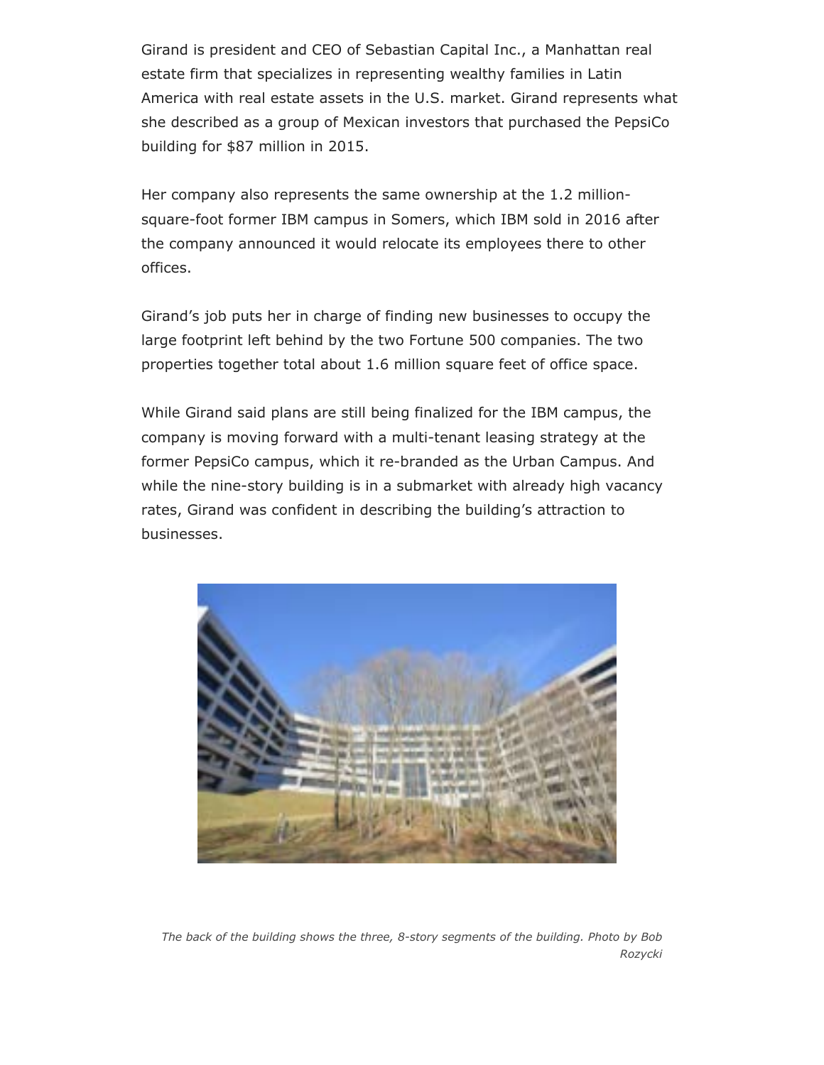Girand is president and CEO of Sebastian Capital Inc., a Manhattan real estate firm that specializes in representing wealthy families in Latin America with real estate assets in the U.S. market. Girand represents what she described as a group of Mexican investors that purchased the PepsiCo building for $87 million in 2015.

Her company also represents the same ownership at the 1.2 million-square-foot former IBM campus in Somers, which IBM sold in 2016 after the company announced it would relocate its employees there to other offices.

Girand's job puts her in charge of finding new businesses to occupy the large footprint left behind by the two Fortune 500 companies. The two properties together total about 1.6 million square feet of office space.

While Girand said plans are still being finalized for the IBM campus, the company is moving forward with a multi-tenant leasing strategy at the former PepsiCo campus, which it re-branded as the Urban Campus. And while the nine-story building is in a submarket with already high vacancy rates, Girand was confident in describing the building's attraction to businesses.

*The back of the building shows the three, 8-story segments of the building. Photo by Bob Rozycki*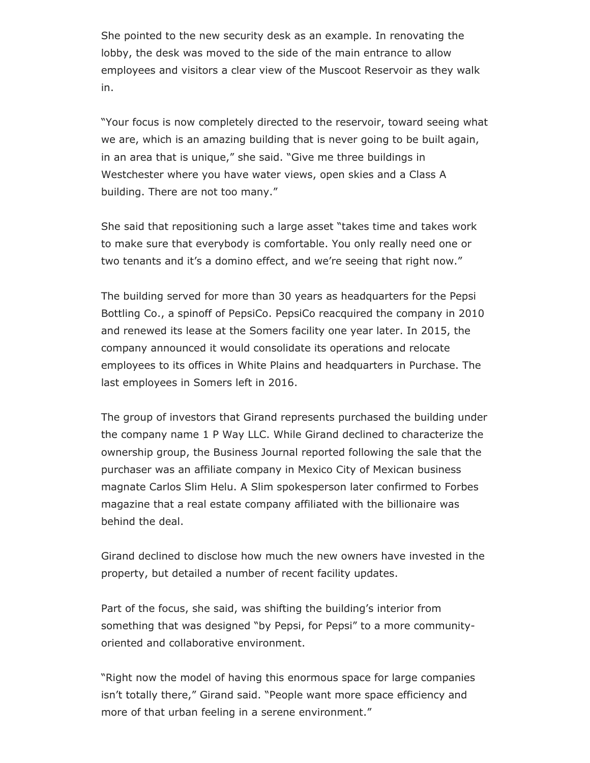She pointed to the new security desk as an example. In renovating the lobby, the desk was moved to the side of the main entrance to allow employees and visitors a clear view of the Muscoot Reservoir as they walk in.

"Your focus is now completely directed to the reservoir, toward seeing what we are, which is an amazing building that is never going to be built again, in an area that is unique," she said. "Give me three buildings in Westchester where you have water views, open skies and a Class A building. There are not too many."

She said that repositioning such a large asset "takes time and takes work to make sure that everybody is comfortable. You only really need one or two tenants and it's a domino effect, and we're seeing that right now."

The building served for more than 30 years as headquarters for the Pepsi Bottling Co., a spinoff of PepsiCo. PepsiCo reacquired the company in 2010 and renewed its lease at the Somers facility one year later. In 2015, the company announced it would consolidate its operations and relocate employees to its offices in White Plains and headquarters in Purchase. The last employees in Somers left in 2016.

The group of investors that Girand represents purchased the building under the company name 1 P Way LLC. While Girand declined to characterize the ownership group, the Business Journal reported following the sale that the purchaser was an affiliate company in Mexico City of Mexican business magnate Carlos Slim Helu. A Slim spokesperson later confirmed to Forbes magazine that a real estate company affiliated with the billionaire was behind the deal.

Girand declined to disclose how much the new owners have invested in the property, but detailed a number of recent facility updates.

Part of the focus, she said, was shifting the building's interior from something that was designed "by Pepsi, for Pepsi" to a more community-oriented and collaborative environment.

"Right now the model of having this enormous space for large companies isn't totally there," Girand said. "People want more space efficiency and more of that urban feeling in a serene environment."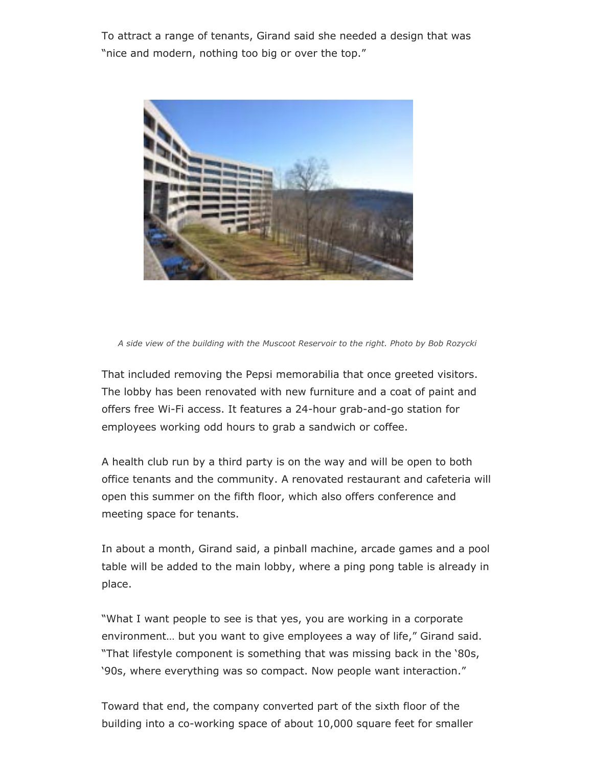To attract a range of tenants, Girand said she needed a design that was "nice and modern, nothing too big or over the top."

*A side view of the building with the Muscoot Reservoir to the right. Photo by Bob Rozycki*

That included removing the Pepsi memorabilia that once greeted visitors. The lobby has been renovated with new furniture and a coat of paint and offers free Wi-Fi access. It features a 24-hour grab-and-go station for employees working odd hours to grab a sandwich or coffee.

A health club run by a third party is on the way and will be open to both office tenants and the community. A renovated restaurant and cafeteria will open this summer on the fifth floor, which also offers conference and meeting space for tenants.

In about a month, Girand said, a pinball machine, arcade games and a pool table will be added to the main lobby, where a ping pong table is already in place.

"What I want people to see is that yes, you are working in a corporate environment… but you want to give employees a way of life," Girand said. "That lifestyle component is something that was missing back in the '80s, '90s, where everything was so compact. Now people want interaction."

Toward that end, the company converted part of the sixth floor of the building into a co-working space of about 10,000 square feet for smaller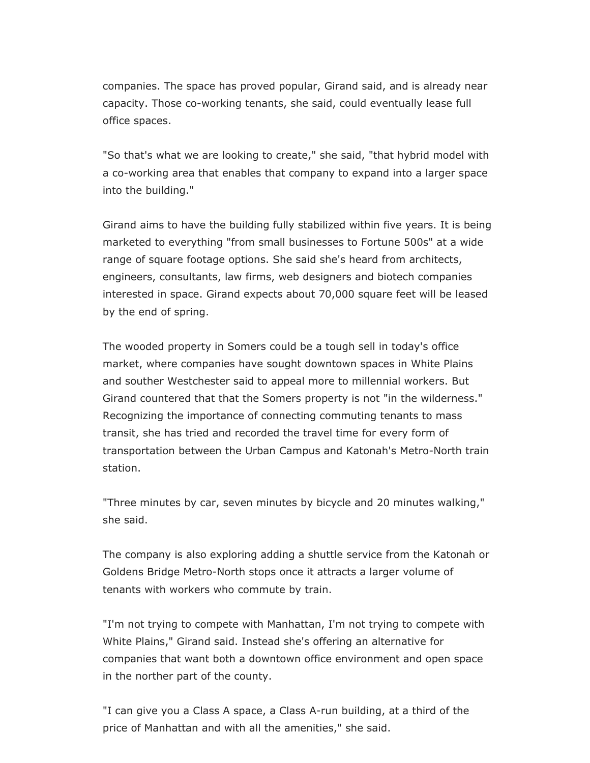companies. The space has proved popular, Girand said, and is already near capacity. Those co-working tenants, she said, could eventually lease full office spaces.

"So that's what we are looking to create," she said, "that hybrid model with a co-working area that enables that company to expand into a larger space into the building."

Girand aims to have the building fully stabilized within five years. It is being marketed to everything "from small businesses to Fortune 500s" at a wide range of square footage options. She said she's heard from architects, engineers, consultants, law firms, web designers and biotech companies interested in space. Girand expects about 70,000 square feet will be leased by the end of spring.

The wooded property in Somers could be a tough sell in today's office market, where companies have sought downtown spaces in White Plains and souther Westchester said to appeal more to millennial workers. But Girand countered that that the Somers property is not "in the wilderness." Recognizing the importance of connecting commuting tenants to mass transit, she has tried and recorded the travel time for every form of transportation between the Urban Campus and Katonah's Metro-North train station.

"Three minutes by car, seven minutes by bicycle and 20 minutes walking," she said.

The company is also exploring adding a shuttle service from the Katonah or Goldens Bridge Metro-North stops once it attracts a larger volume of tenants with workers who commute by train.

"I'm not trying to compete with Manhattan, I'm not trying to compete with White Plains," Girand said. Instead she's offering an alternative for companies that want both a downtown office environment and open space in the norther part of the county.

"I can give you a Class A space, a Class A-run building, at a third of the price of Manhattan and with all the amenities," she said.